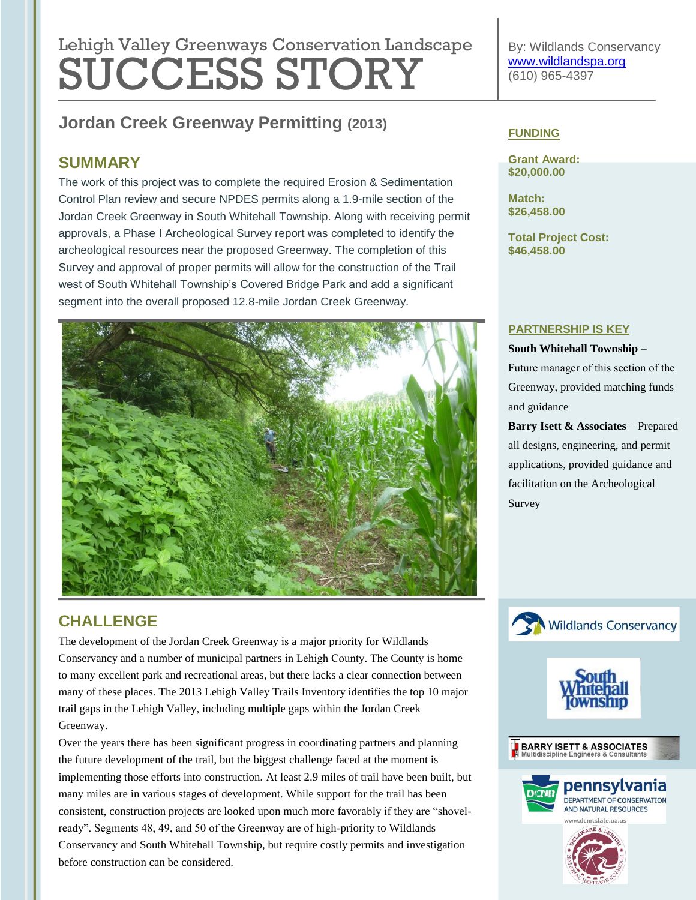Lehigh Valley Greenways Conservation Landscape

# SUCCESS STORY

By: Wildlands Conservancy
www.wildlandspa.org
(610) 965-4397

## Jordan Creek Greenway Permitting (2013)

### SUMMARY

The work of this project was to complete the required Erosion & Sedimentation Control Plan review and secure NPDES permits along a 1.9-mile section of the Jordan Creek Greenway in South Whitehall Township. Along with receiving permit approvals, a Phase I Archeological Survey report was completed to identify the archeological resources near the proposed Greenway. The completion of this Survey and approval of proper permits will allow for the construction of the Trail west of South Whitehall Township's Covered Bridge Park and add a significant segment into the overall proposed 12.8-mile Jordan Creek Greenway.

### CHALLENGE

The development of the Jordan Creek Greenway is a major priority for Wildlands Conservancy and a number of municipal partners in Lehigh County. The County is home to many excellent park and recreational areas, but there lacks a clear connection between many of these places. The 2013 Lehigh Valley Trails Inventory identifies the top 10 major trail gaps in the Lehigh Valley, including multiple gaps within the Jordan Creek Greenway.

Over the years there has been significant progress in coordinating partners and planning the future development of the trail, but the biggest challenge faced at the moment is implementing those efforts into construction. At least 2.9 miles of trail have been built, but many miles are in various stages of development. While support for the trail has been consistent, construction projects are looked upon much more favorably if they are "shovel-ready". Segments 48, 49, and 50 of the Greenway are of high-priority to Wildlands Conservancy and South Whitehall Township, but require costly permits and investigation before construction can be considered.

### FUNDING

**Grant Award:**
**$20,000.00**

**Match:**
**$26,458.00**

**Total Project Cost:**
**$46,458.00**

### PARTNERSHIP IS KEY

**South Whitehall Township** – Future manager of this section of the Greenway, provided matching funds and guidance

**Barry Isett & Associates** – Prepared all designs, engineering, and permit applications, provided guidance and facilitation on the Archeological Survey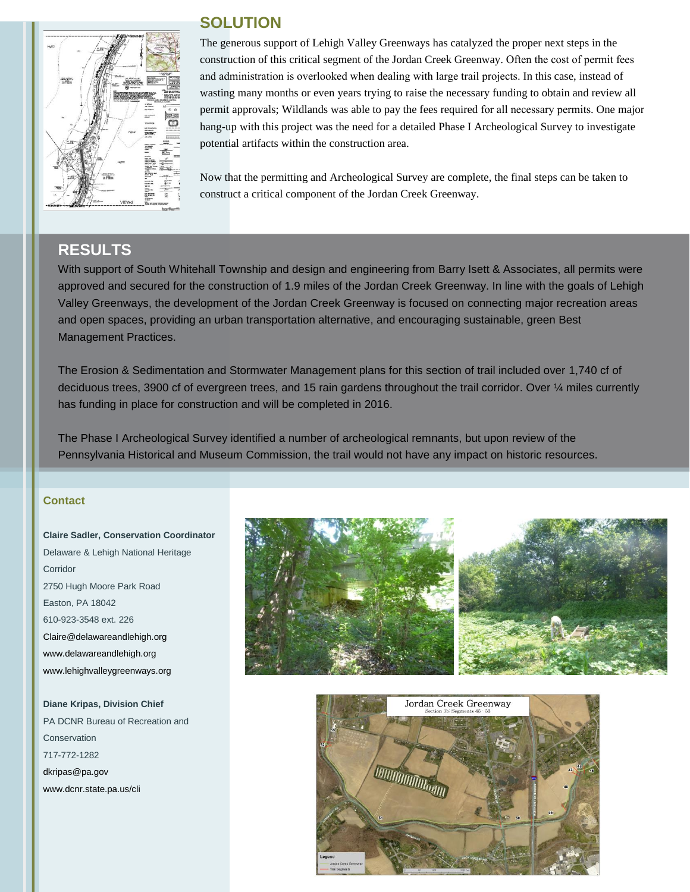## SOLUTION

The generous support of Lehigh Valley Greenways has catalyzed the proper next steps in the construction of this critical segment of the Jordan Creek Greenway. Often the cost of permit fees and administration is overlooked when dealing with large trail projects. In this case, instead of wasting many months or even years trying to raise the necessary funding to obtain and review all permit approvals; Wildlands was able to pay the fees required for all necessary permits. One major hang-up with this project was the need for a detailed Phase I Archeological Survey to investigate potential artifacts within the construction area.

Now that the permitting and Archeological Survey are complete, the final steps can be taken to construct a critical component of the Jordan Creek Greenway.

## RESULTS

With support of South Whitehall Township and design and engineering from Barry Isett & Associates, all permits were approved and secured for the construction of 1.9 miles of the Jordan Creek Greenway. In line with the goals of Lehigh Valley Greenways, the development of the Jordan Creek Greenway is focused on connecting major recreation areas and open spaces, providing an urban transportation alternative, and encouraging sustainable, green Best Management Practices.

The Erosion & Sedimentation and Stormwater Management plans for this section of trail included over 1,740 cf of deciduous trees, 3900 cf of evergreen trees, and 15 rain gardens throughout the trail corridor. Over ¼ miles currently has funding in place for construction and will be completed in 2016.

The Phase I Archeological Survey identified a number of archeological remnants, but upon review of the Pennsylvania Historical and Museum Commission, the trail would not have any impact on historic resources.

### Contact

**Claire Sadler, Conservation Coordinator**
Delaware & Lehigh National Heritage Corridor
2750 Hugh Moore Park Road
Easton, PA 18042
610-923-3548 ext. 226
Claire@delawareandlehigh.org
www.delawareandlehigh.org
www.lehighvalleygreenways.org

**Diane Kripas, Division Chief**
PA DCNR Bureau of Recreation and Conservation
717-772-1282
dkripas@pa.gov
www.dcnr.state.pa.us/cli